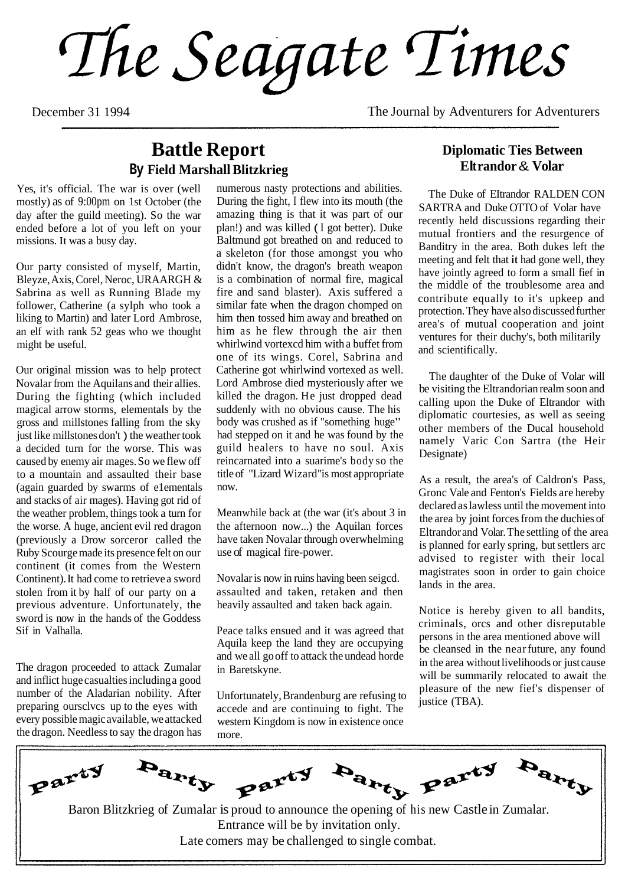# The Seagate Times

December 31 1994 — The Journal by Adventurers for Adventurers

## Battle Report
### By Field Marshall Blitzkrieg

Yes, it's official. The war is over (well mostly) as of 9:00pm on 1st October (the day after the guild meeting). So the war ended before a lot of you left on your missions. It was a busy day.

Our party consisted of myself, Martin, Bleyze, Axis, Corel, Neroc, URAARGH & Sabrina as well as Running Blade my follower, Catherine (a sylph who took a liking to Martin) and later Lord Ambrose, an elf with rank 52 geas who we thought might be useful.

Our original mission was to help protect Novalar from the Aquilans and their allies. During the fighting (which included magical arrow storms, elementals by the gross and millstones falling from the sky just like millstones don't ) the weather took a decided turn for the worse. This was caused by enemy air mages. So we flew off to a mountain and assaulted their base (again guarded by swarms of e1ementals and stacks of air mages). Having got rid of the weather problem, things took a turn for the worse. A huge, ancient evil red dragon (previously a Drow sorceror called the Ruby Scourge made its presence felt on our continent (it comes from the Western Continent). It had come to retrieve a sword stolen from it by half of our party on a previous adventure. Unfortunately, the sword is now in the hands of the Goddess Sif in Valhalla.

The dragon proceeded to attack Zumalar and inflict huge casualties including a good number of the Aladarian nobility. After preparing oursclvcs up to the eyes with every possible magic available, we attacked the dragon. Needless to say the dragon has numerous nasty protections and abilities. During the fight, I flew into its mouth (the amazing thing is that it was part of our plan!) and was killed ( I got better). Duke Baltmund got breathed on and reduced to a skeleton (for those amongst you who didn't know, the dragon's breath weapon is a combination of normal fire, magical fire and sand blaster). Axis suffered a similar fate when the dragon chomped on him then tossed him away and breathed on him as he flew through the air then whirlwind vortexcd him with a buffet from one of its wings. Corel, Sabrina and Catherine got whirlwind vortexed as well. Lord Ambrose died mysteriously after we killed the dragon. He just dropped dead suddenly with no obvious cause. The his body was crushed as if "something huge" had stepped on it and he was found by the guild healers to have no soul. Axis reincarnated into a suarime's body so the title of "Lizard Wizard" is most appropriate now.

Meanwhile back at (the war (it's about 3 in the afternoon now...) the Aquilan forces have taken Novalar through overwhelming use of magical fire-power.

Novalar is now in ruins having been seigcd. assaulted and taken, retaken and then heavily assaulted and taken back again.

Peace talks ensued and it was agreed that Aquila keep the land they are occupying and we all go off to attack the undead horde in Baretskyne.

Unfortunately, Brandenburg are refusing to accede and are continuing to fight. The western Kingdom is now in existence once more.

## Diplomatic Ties Between Eltrandor & Volar

The Duke of EItrandor RALDEN CON SARTRA and Duke OTTO of Volar have recently held discussions regarding their mutual frontiers and the resurgence of Banditry in the area. Both dukes left the meeting and felt that it had gone well, they have jointly agreed to form a small fief in the middle of the troublesome area and contribute equally to it's upkeep and protection. They have also discussed further area's of mutual cooperation and joint ventures for their duchy's, both militarily and scientifically.

The daughter of the Duke of Volar will be visiting the Eltrandorian realm soon and calling upon the Duke of Eltrandor with diplomatic courtesies, as well as seeing other members of the Ducal household namely Varic Con Sartra (the Heir Designate)

As a result, the area's of Caldron's Pass, Gronc Vale and Fenton's Fields are hereby declared as lawless until the movement into the area by joint forces from the duchies of Eltrandor and Volar. The settling of the area is planned for early spring, but settlers arc advised to register with their local magistrates soon in order to gain choice lands in the area.

Notice is hereby given to all bandits, criminals, orcs and other disreputable persons in the area mentioned above will be cleansed in the near future, any found in the area without livelihoods or just cause will be summarily relocated to await the pleasure of the new fief's dispenser of justice (TBA).

---

**Party Party Party Party Party Party**

Baron Blitzkrieg of Zumalar is proud to announce the opening of his new Castle in Zumalar.
Entrance will be by invitation only.
Late comers may be challenged to single combat.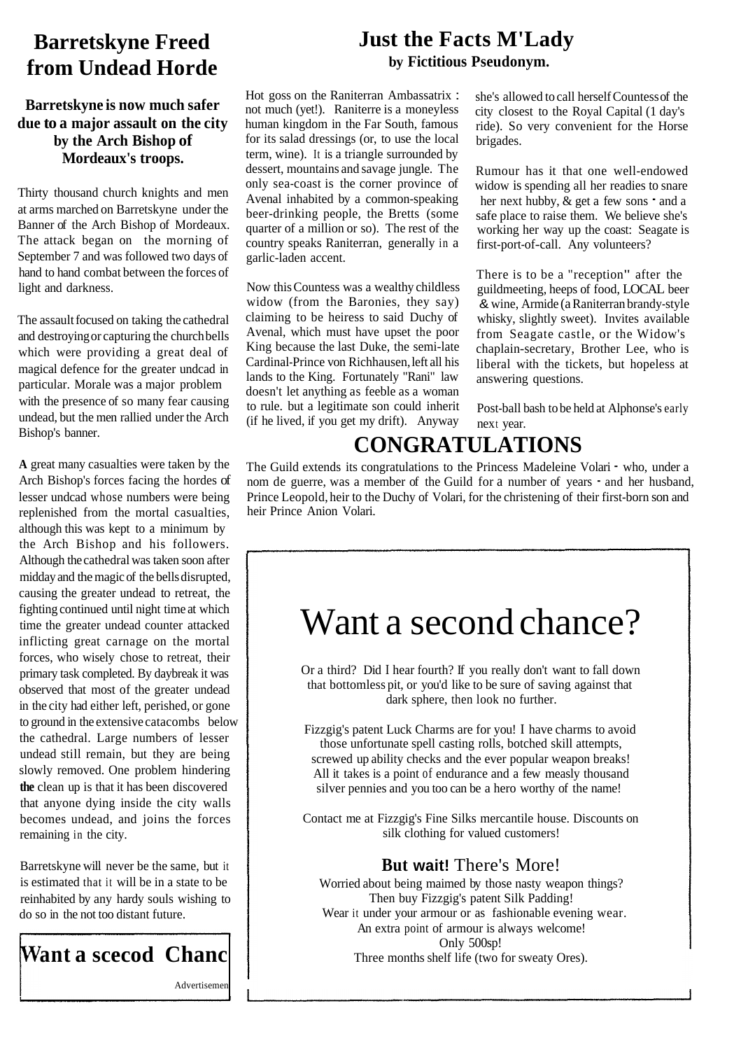# Barretskyne Freed from Undead Horde

### Barretskyne is now much safer due to a major assault on the city by the Arch Bishop of Mordeaux's troops.

Thirty thousand church knights and men at arms marched on Barretskyne under the Banner of the Arch Bishop of Mordeaux. The attack began on the morning of September 7 and was followed two days of hand to hand combat between the forces of light and darkness.

The assault focused on taking the cathedral and destroying or capturing the church bells which were providing a great deal of magical defence for the greater undcad in particular. Morale was a major problem with the presence of so many fear causing undead, but the men rallied under the Arch Bishop's banner.

**A** great many casualties were taken by the Arch Bishop's forces facing the hordes of lesser undcad whose numbers were being replenished from the mortal casualties, although this was kept to a minimum by the Arch Bishop and his followers. Although the cathedral was taken soon after midday and the magic of the bells disrupted, causing the greater undead to retreat, the fighting continued until night time at which time the greater undead counter attacked inflicting great carnage on the mortal forces, who wisely chose to retreat, their primary task completed. By daybreak it was observed that most of the greater undead in the city had either left, perished, or gone to ground in the extensive catacombs below the cathedral. Large numbers of lesser undead still remain, but they are being slowly removed. One problem hindering **the** clean up is that it has been discovered that anyone dying inside the city walls becomes undead, and joins the forces remaining in the city.

Barretskyne will never be the same, but it is estimated that it will be in a state to be reinhabited by any hardy souls wishing to do so in the not too distant future.

**Want a scecod Chanc**

Advertisemen

# Just the Facts M'Lady

**by Fictitious Pseudonym.**

Hot goss on the Raniterran Ambassatrix : not much (yet!). Raniterre is a moneyless human kingdom in the Far South, famous for its salad dressings (or, to use the local term, wine). It is a triangle surrounded by dessert, mountains and savage jungle. The only sea-coast is the corner province of Avenal inhabited by a common-speaking beer-drinking people, the Bretts (some quarter of a million or so). The rest of the country speaks Raniterran, generally in a garlic-laden accent.

Now this Countess was a wealthy childless widow (from the Baronies, they say) claiming to be heiress to said Duchy of Avenal, which must have upset the poor King because the last Duke, the semi-late Cardinal-Prince von Richhausen, left all his lands to the King. Fortunately "Rani" law doesn't let anything as feeble as a woman to rule. but a legitimate son could inherit (if he lived, if you get my drift). Anyway she's allowed to call herself Countess of the city closest to the Royal Capital (1 day's ride). So very convenient for the Horse brigades.

Rumour has it that one well-endowed widow is spending all her readies to snare her next hubby, & get a few sons - and a safe place to raise them. We believe she's working her way up the coast: Seagate is first-port-of-call. Any volunteers?

There is to be a "reception" after the guildmeeting, heeps of food, LOCAL beer & wine, Armide (a Raniterran brandy-style whisky, slightly sweet). Invites available from Seagate castle, or the Widow's chaplain-secretary, Brother Lee, who is liberal with the tickets, but hopeless at answering questions.

Post-ball bash to be held at Alphonse's early next year.

# CONGRATULATIONS

The Guild extends its congratulations to the Princess Madeleine Volari - who, under a nom de guerre, was a member of the Guild for a number of years - and her husband, Prince Leopold, heir to the Duchy of Volari, for the christening of their first-born son and heir Prince Anion Volari.

# Want a second chance?

Or a third? Did I hear fourth? If you really don't want to fall down that bottomless pit, or you'd like to be sure of saving against that dark sphere, then look no further.

Fizzgig's patent Luck Charms are for you! I have charms to avoid those unfortunate spell casting rolls, botched skill attempts, screwed up ability checks and the ever popular weapon breaks! All it takes is a point of endurance and a few measly thousand silver pennies and you too can be a hero worthy of the name!

Contact me at Fizzgig's Fine Silks mercantile house. Discounts on silk clothing for valued customers!

**But wait!** There's More!

Worried about being maimed by those nasty weapon things?
Then buy Fizzgig's patent Silk Padding!
Wear it under your armour or as fashionable evening wear.
An extra point of armour is always welcome!
Only 500sp!
Three months shelf life (two for sweaty Ores).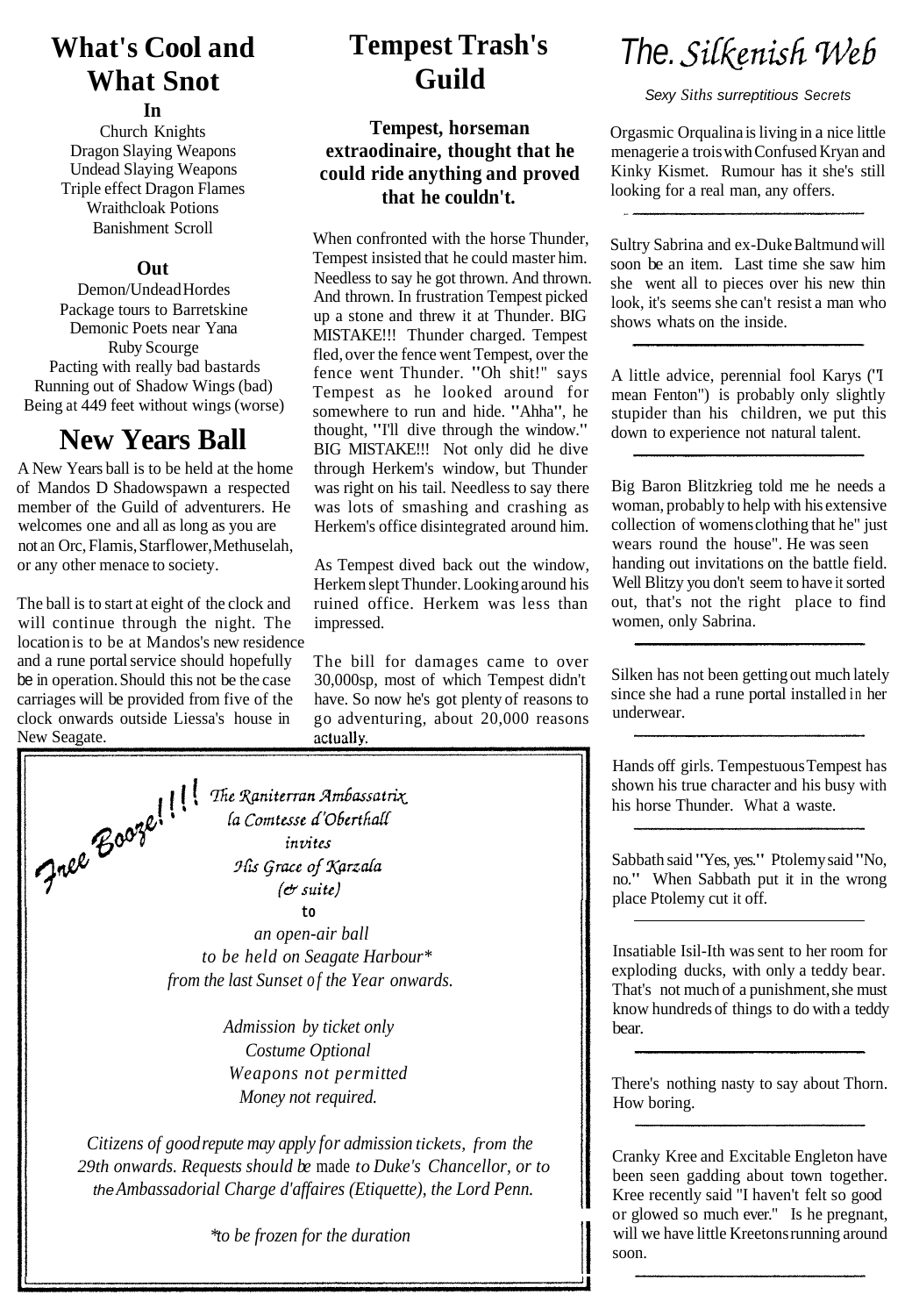## What's Cool and What Snot

**In**

Church Knights
Dragon Slaying Weapons
Undead Slaying Weapons
Triple effect Dragon Flames
Wraithcloak Potions
Banishment Scroll

**Out**

Demon/Undead Hordes
Package tours to Barretskine
Demonic Poets near Yana
Ruby Scourge
Pacting with really bad bastards
Running out of Shadow Wings (bad)
Being at 449 feet without wings (worse)

## New Years Ball

A New Years ball is to be held at the home of Mandos D Shadowspawn a respected member of the Guild of adventurers. He welcomes one and all as long as you are not an Orc, Flamis, Starflower, Methuselah, or any other menace to society.

The ball is to start at eight of the clock and will continue through the night. The location is to be at Mandos's new residence and a rune portal service should hopefully be in operation. Should this not be the case carriages will be provided from five of the clock onwards outside Liessa's house in New Seagate.

## Tempest Trash's Guild

**Tempest, horseman extraordinaire, thought that he could ride anything and proved that he couldn't.**

When confronted with the horse Thunder, Tempest insisted that he could master him. Needless to say he got thrown. And thrown. And thrown. In frustration Tempest picked up a stone and threw it at Thunder. BIG MISTAKE!!! Thunder charged. Tempest fled, over the fence went Tempest, over the fence went Thunder. "Oh shit!" says Tempest as he looked around for somewhere to run and hide. "Ahha", he thought, "I'll dive through the window." BIG MISTAKE!!! Not only did he dive through Herkem's window, but Thunder was right on his tail. Needless to say there was lots of smashing and crashing as Herkem's office disintegrated around him.

As Tempest dived back out the window, Herkem slept Thunder. Looking around his ruined office. Herkem was less than impressed.

The bill for damages came to over 30,000sp, most of which Tempest didn't have. So now he's got plenty of reasons to go adventuring, about 20,000 reasons actually.

---

*Free Booze!!!*

*The Raniterran Ambassatrix*
*la Comtesse d'Oberthall*
*invites*
*His Grace of Karzala*
*(& suite)*
to
*an open-air ball*
*to be held on Seagate Harbour**
*from the last Sunset of the Year onwards.*

*Admission by ticket only*
*Costume Optional*
*Weapons not permitted*
*Money not required.*

*Citizens of good repute may apply for admission tickets, from the 29th onwards. Requests should be made to Duke's Chancellor, or to the Ambassadorial Charge d'affaires (Etiquette), the Lord Penn.*

**to be frozen for the duration*

---

# The Silkenish Web

*Sexy Siths surreptitious Secrets*

Orgasmic Orqualina is living in a nice little menagerie a trois with Confused Kryan and Kinky Kismet. Rumour has it she's still looking for a real man, any offers.

---

Sultry Sabrina and ex-Duke Baltmund will soon be an item. Last time she saw him she went all to pieces over his new thin look, it's seems she can't resist a man who shows whats on the inside.

---

A little advice, perennial fool Karys ("I mean Fenton") is probably only slightly stupider than his children, we put this down to experience not natural talent.

---

Big Baron Blitzkrieg told me he needs a woman, probably to help with his extensive collection of womens clothing that he" just wears round the house". He was seen handing out invitations on the battle field. Well Blitzy you don't seem to have it sorted out, that's not the right place to find women, only Sabrina.

---

Silken has not been getting out much lately since she had a rune portal installed in her underwear.

---

Hands off girls. Tempestuous Tempest has shown his true character and his busy with his horse Thunder. What a waste.

---

Sabbath said "Yes, yes." Ptolemy said "No, no." When Sabbath put it in the wrong place Ptolemy cut it off.

---

Insatiable Isil-Ith was sent to her room for exploding ducks, with only a teddy bear. That's not much of a punishment, she must know hundreds of things to do with a teddy bear.

---

There's nothing nasty to say about Thorn. How boring.

---

Cranky Kree and Excitable Engleton have been seen gadding about town together. Kree recently said "I haven't felt so good or glowed so much ever." Is he pregnant, will we have little Kreetons running around soon.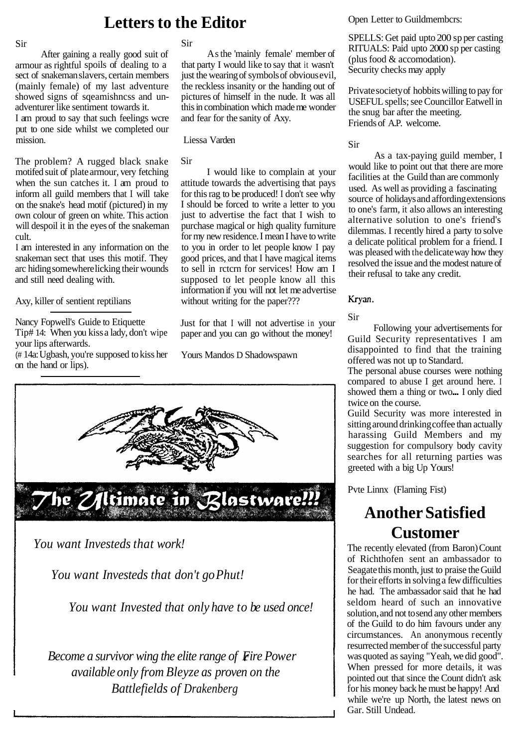# Letters to the Editor

Sir

After gaining a really good suit of armour as rightful spoils of dealing to a sect of snakeman slavers, certain members (mainly female) of my last adventure showed signs of sqeamishncss and un-adventurer like sentiment towards it.
I am proud to say that such feelings wcre put to one side whilst we completed our mission.

The problem? A rugged black snake motifed suit of plate armour, very fetching when the sun catches it. I am proud to inform all guild members that I will take on the snake's head motif (pictured) in my own colour of green on white. This action will despoil it in the eyes of the snakeman cult.
I am interested in any information on the snakeman sect that uses this motif. They arc hiding somewhere licking their wounds and still need dealing with.

Axy, killer of sentient reptilians

---

Nancy Fopwell's Guide to Etiquette
Tip# 14: When you kiss a lady, don't wipe your lips afterwards.
(# 14a: Ugbash, you're supposed to kiss her on the hand or lips).

---

Sir

As the 'mainly female' member of that party I would like to say that it wasn't just the wearing of symbols of obvious evil, the reckless insanity or the handing out of pictures of himself in the nude. It was all this in combination which made me wonder and fear for the sanity of Axy.

Liessa Varden

Sir

I would like to complain at your attitude towards the advertising that pays for this rag to be produced! I don't see why I should be forced to write a letter to you just to advertise the fact that I wish to purchase magical or high quality furniture for my new residence. I mean I have to write to you in order to let people know I pay good prices, and that I have magical items to sell in rctcrn for services! How am I supposed to let people know all this information if you will not let me advertise without writing for the paper???

Just for that I will not advertise in your paper and you can go without the money!

Yours Mandos D Shadowspawn

---

**The Ultimate in Blastware!!!**

*You want Investeds that work!*

*You want Investeds that don't go Phut!*

*You want Invested that only have to be used once!*

*Become a survivor wing the elite range of Fire Power available only from Bleyze as proven on the Battlefields of Drakenberg*

---

Open Letter to Guildmembcrs:

SPELLS: Get paid upto 200 sp per casting
RITUALS: Paid upto 2000 sp per casting (plus food & accomodation).
Security checks may apply

Private society of hobbits willing to pay for USEFUL spells; see Councillor Eatwell in the snug bar after the meeting.
Friends of A.P. welcome.

Sir

As a tax-paying guild member, I would like to point out that there are more facilities at the Guild than are commonly used. As well as providing a fascinating source of holidays and affording extensions to one's farm, it also allows an interesting alternative solution to one's friend's dilemmas. I recently hired a party to solve a delicate political problem for a friend. I was pleased with the delicate way how they resolved the issue and the modest nature of their refusal to take any credit.

Kryan.

Sir

Following your advertisements for Guild Security representatives I am disappointed to find that the training offered was not up to Standard.
The personal abuse courses were nothing compared to abuse I get around here. I showed them a thing or two... I only died twice on the course.
Guild Security was more interested in sitting around drinking coffee than actually harassing Guild Members and my suggestion for compulsory body cavity searches for all returning parties was greeted with a big Up Yours!

Pvte Linnx (Flaming Fist)

# Another Satisfied Customer

The recently elevated (from Baron) Count of Richthofen sent an ambassador to Seagate this month, just to praise the Guild for their efforts in solving a few difficulties he had. The ambassador said that he had seldom heard of such an innovative solution, and not to send any other members of the Guild to do him favours under any circumstances. An anonymous recently resurrected member of the successful party was quoted as saying "Yeah, we did good". When pressed for more details, it was pointed out that since the Count didn't ask for his money back he must be happy! And while we're up North, the latest news on Gar. Still Undead.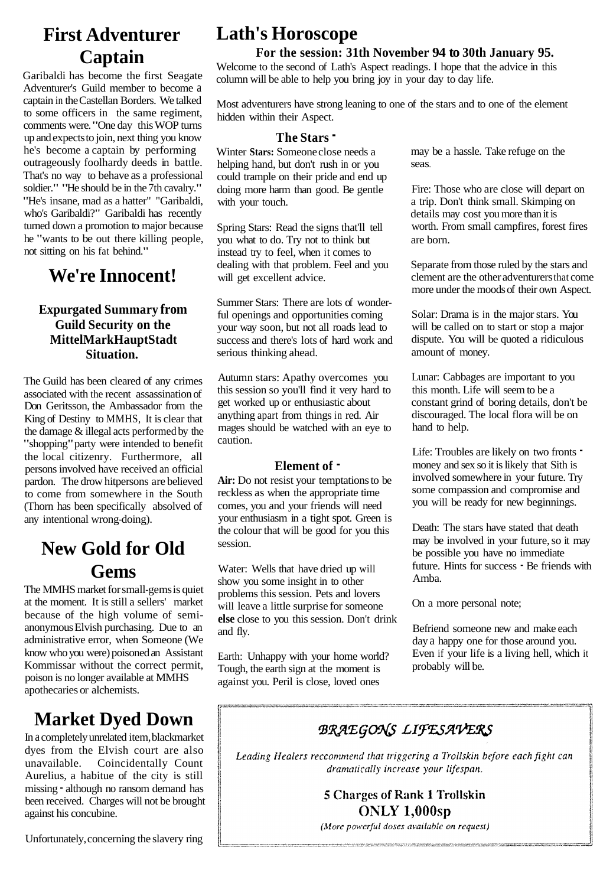# First Adventurer Captain

Garibaldi has become the first Seagate Adventurer's Guild member to become a captain in the Castellan Borders. We talked to some officers in the same regiment, comments were. "One day this WOP turns up and expects to join, next thing you know he's become a captain by performing outrageously foolhardy deeds in battle. That's no way to behave as a professional soldier." "He should be in the 7th cavalry." "He's insane, mad as a hatter" "Garibaldi, who's Garibaldi?" Garibaldi has recently turned down a promotion to major because he "wants to be out there killing people, not sitting on his fat behind."

# We're Innocent!

### Expurgated Summary from Guild Security on the MittelMarkHauptStadt Situation.

The Guild has been cleared of any crimes associated with the recent assassination of Don Geritsson, the Ambassador from the King of Destiny to MMHS, It is clear that the damage & illegal acts performed by the "shopping" party were intended to benefit the local citizenry. Furthermore, all persons involved have received an official pardon. The drow hitpersons are believed to come from somewhere in the South (Thorn has been specifically absolved of any intentional wrong-doing).

# New Gold for Old Gems

The MMHS market for small-gems is quiet at the moment. It is still a sellers' market because of the high volume of semi-anonymous Elvish purchasing. Due to an administrative error, when Someone (We know who you were) poisoned an Assistant Kommissar without the correct permit, poison is no longer available at MMHS apothecaries or alchemists.

# Market Dyed Down

In a completely unrelated item, blackmarket dyes from the Elvish court are also unavailable. Coincidentally Count Aurelius, a habitue of the city is still missing - although no ransom demand has been received. Charges will not be brought against his concubine.

Unfortunately, concerning the slavery ring

# Lath's Horoscope

### For the session: 31th November 94 to 30th January 95.

Welcome to the second of Lath's Aspect readings. I hope that the advice in this column will be able to help you bring joy in your day to day life.

Most adventurers have strong leaning to one of the stars and to one of the element hidden within their Aspect.

### The Stars -

Winter **Stars:** Someone close needs a helping hand, but don't rush in or you could trample on their pride and end up doing more harm than good. Be gentle with your touch.

Spring Stars: Read the signs that'll tell you what to do. Try not to think but instead try to feel, when it comes to dealing with that problem. Feel and you will get excellent advice.

Summer Stars: There are lots of wonderful openings and opportunities coming your way soon, but not all roads lead to success and there's lots of hard work and serious thinking ahead.

Autumn stars: Apathy overcomes you this session so you'll find it very hard to get worked up or enthusiastic about anything apart from things in red. Air mages should be watched with an eye to caution.

### Element of -

**Air:** Do not resist your temptations to be reckless as when the appropriate time comes, you and your friends will need your enthusiasm in a tight spot. Green is the colour that will be good for you this session.

Water: Wells that have dried up will show you some insight in to other problems this session. Pets and lovers will leave a little surprise for someone **else** close to you this session. Don't drink and fly.

Earth: Unhappy with your home world? Tough, the earth sign at the moment is against you. Peril is close, loved ones may be a hassle. Take refuge on the seas.

Fire: Those who are close will depart on a trip. Don't think small. Skimping on details may cost you more than it is worth. From small campfires, forest fires are born.

Separate from those ruled by the stars and clement are the other adventurers that come more under the moods of their own Aspect.

Solar: Drama is in the major stars. You will be called on to start or stop a major dispute. You will be quoted a ridiculous amount of money.

Lunar: Cabbages are important to you this month. Life will seem to be a constant grind of boring details, don't be discouraged. The local flora will be on hand to help.

Life: Troubles are likely on two fronts - money and sex so it is likely that Sith is involved somewhere in your future. Try some compassion and compromise and you will be ready for new beginnings.

Death: The stars have stated that death may be involved in your future, so it may be possible you have no immediate future. Hints for success - Be friends with Amba.

On a more personal note;

Befriend someone new and make each day a happy one for those around you. Even if your life is a living hell, which it probably will be.

---

## *BRAEGONS LIFESAVERS*

*Leading Healers reccommend that triggering a Trollskin before each fight can dramatically increase your lifespan.*

**5 Charges of Rank 1 Trollskin**
**ONLY 1,000sp**

*(More powerful doses available on request)*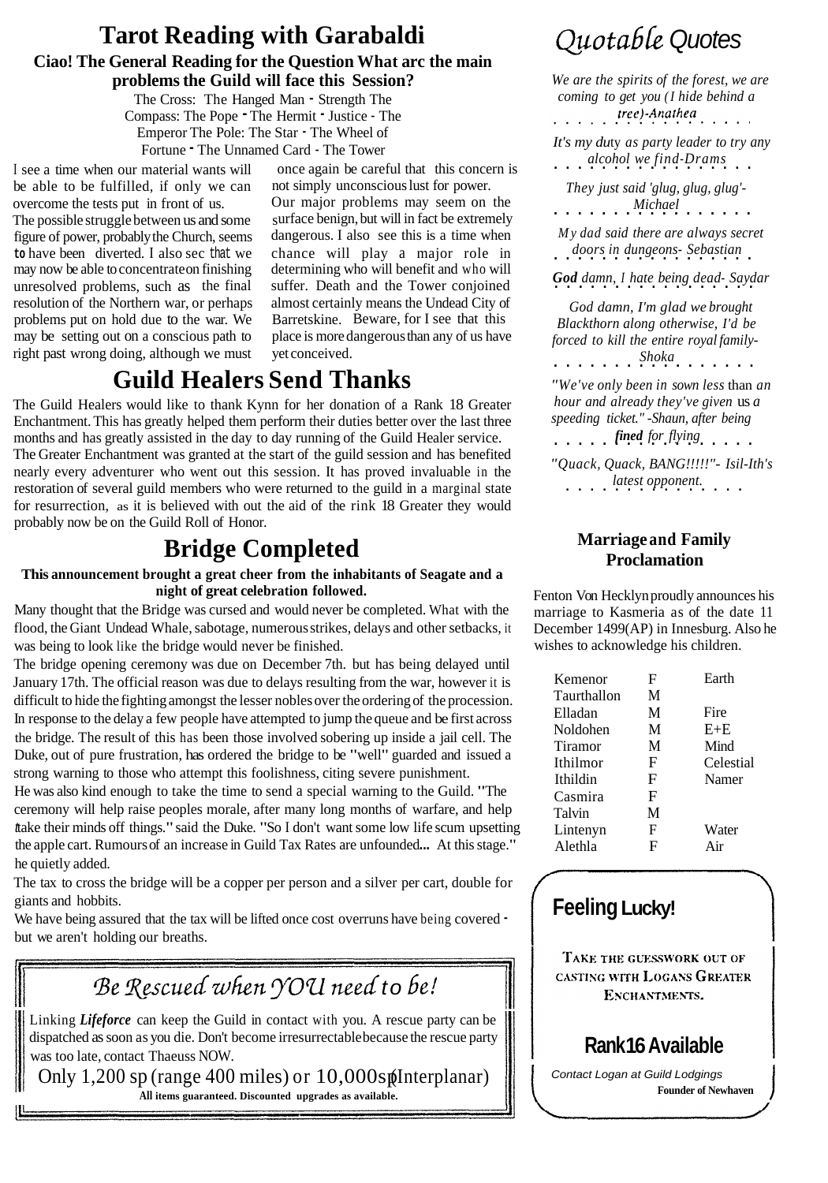# Tarot Reading with Garabaldi

### Ciao! The General Reading for the Question What arc the main problems the Guild will face this Session?

The Cross: The Hanged Man - Strength The Compass: The Pope - The Hermit - Justice - The Emperor The Pole: The Star - The Wheel of Fortune - The Unnamed Card - The Tower

I see a time when our material wants will be able to be fulfilled, if only we can overcome the tests put in front of us. The possible struggle between us and some figure of power, probably the Church, seems to have been diverted. I also sec that we may now be able to concentrate on finishing unresolved problems, such as the final resolution of the Northern war, or perhaps problems put on hold due to the war. We may be setting out on a conscious path to right past wrong doing, although we must once again be careful that this concern is not simply unconscious lust for power. Our major problems may seem on the surface benign, but will in fact be extremely dangerous. I also see this is a time when chance will play a major role in determining who will benefit and who will suffer. Death and the Tower conjoined almost certainly means the Undead City of Barretskine. Beware, for I see that this place is more dangerous than any of us have yet conceived.

# Guild Healers Send Thanks

The Guild Healers would like to thank Kynn for her donation of a Rank 18 Greater Enchantment. This has greatly helped them perform their duties better over the last three months and has greatly assisted in the day to day running of the Guild Healer service. The Greater Enchantment was granted at the start of the guild session and has benefited nearly every adventurer who went out this session. It has proved invaluable in the restoration of several guild members who were returned to the guild in a marginal state for resurrection, as it is believed with out the aid of the rink 18 Greater they would probably now be on the Guild Roll of Honor.

# Bridge Completed

**This announcement brought a great cheer from the inhabitants of Seagate and a night of great celebration followed.**

Many thought that the Bridge was cursed and would never be completed. What with the flood, the Giant Undead Whale, sabotage, numerous strikes, delays and other setbacks, it was being to look like the bridge would never be finished.

The bridge opening ceremony was due on December 7th. but has being delayed until January 17th. The official reason was due to delays resulting from the war, however it is difficult to hide the fighting amongst the lesser nobles over the ordering of the procession. In response to the delay a few people have attempted to jump the queue and be first across the bridge. The result of this has been those involved sobering up inside a jail cell. The Duke, out of pure frustration, has ordered the bridge to be "well" guarded and issued a strong warning to those who attempt this foolishness, citing severe punishment.

He was also kind enough to take the time to send a special warning to the Guild. "The ceremony will help raise peoples morale, after many long months of warfare, and help take their minds off things." said the Duke. "So I don't want some low life scum upsetting the apple cart. Rumours of an increase in Guild Tax Rates are unfounded... At this stage." he quietly added.

The tax to cross the bridge will be a copper per person and a silver per cart, double for giants and hobbits.

We have being assured that the tax will be lifted once cost overruns have being covered - but we aren't holding our breaths.

## *Be Rescued when YOU need to be!*

Linking ***Lifeforce*** can keep the Guild in contact with you. A rescue party can be dispatched as soon as you die. Don't become irresurrectable because the rescue party was too late, contact Thaeuss NOW.

Only 1,200 sp (range 400 miles) or 10,000sp (Interplanar)

**All items guaranteed. Discounted upgrades as available.**

# *Quotable Quotes*

*We are the spirits of the forest, we are coming to get you (I hide behind a tree)-Anathea*

*It's my duty as party leader to try any alcohol we find-Drams*

*They just said 'glug, glug, glug'- Michael*

*My dad said there are always secret doors in dungeons- Sebastian*

***God** damn, I hate being dead- Saydar*

*God damn, I'm glad we brought Blackthorn along otherwise, I'd be forced to kill the entire royal family- Shoka*

*"We've only been in sown less than an hour and already they've given us a speeding ticket." -Shaun, after being **fined** for flying*

*"Quack, Quack, BANG!!!!!"- Isil-Ith's latest opponent.*

### Marriage and Family Proclamation

Fenton Von Hecklyn proudly announces his marriage to Kasmeria as of the date 11 December 1499(AP) in Innesburg. Also he wishes to acknowledge his children.

| | | |
|---|---|---|
| Kemenor | F | Earth |
| Taurthallon | M | |
| Elladan | M | Fire |
| Noldohen | M | E+E |
| Tiramor | M | Mind |
| Ithilmor | F | Celestial |
| Ithildin | F | Namer |
| Casmira | F | |
| Talvin | M | |
| Lintenyn | F | Water |
| Alethla | F | Air |

## Feeling Lucky!

TAKE THE GUESSWORK OUT OF CASTING WITH LOGANS GREATER ENCHANTMENTS.

## Rank16 Available

*Contact Logan at Guild Lodgings*

**Founder of Newhaven**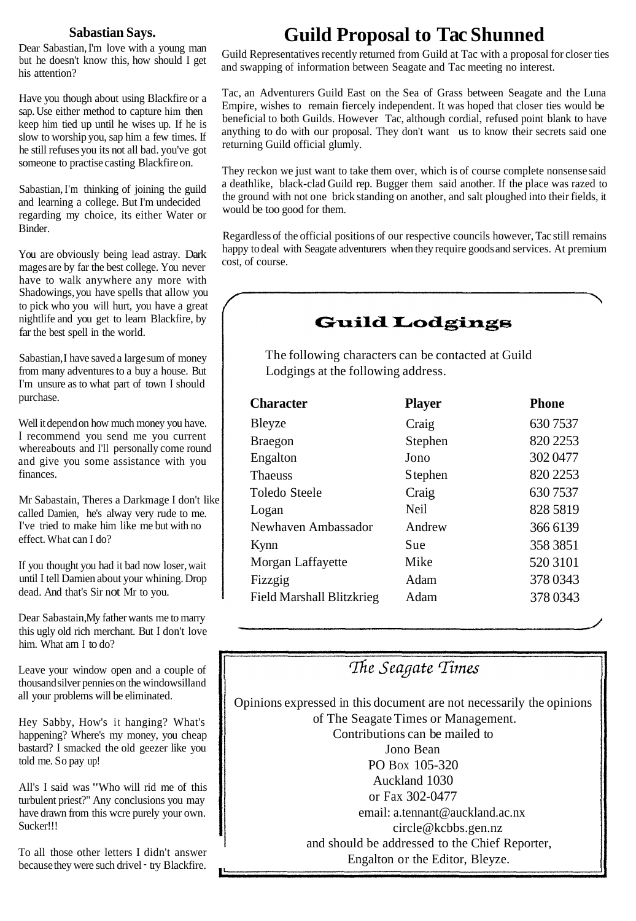## Sabastian Says.

Dear Sabastian, I'm love with a young man but he doesn't know this, how should I get his attention?

Have you though about using Blackfire or a sap. Use either method to capture him then keep him tied up until he wises up. If he is slow to worship you, sap him a few times. If he still refuses you its not all bad. you've got someone to practise casting Blackfire on.

Sabastian, I'm thinking of joining the guild and learning a college. But I'm undecided regarding my choice, its either Water or Binder.

You are obviously being lead astray. Dark mages are by far the best college. You never have to walk anywhere any more with Shadowings, you have spells that allow you to pick who you will hurt, you have a great nightlife and you get to learn Blackfire, by far the best spell in the world.

Sabastian, I have saved a large sum of money from many adventures to a buy a house. But I'm unsure as to what part of town I should purchase.

Well it depend on how much money you have. I recommend you send me you current whereabouts and I'll personally come round and give you some assistance with you finances.

Mr Sabastain, Theres a Darkmage I don't like called Damien, he's alway very rude to me. I've tried to make him like me but with no effect. What can I do?

If you thought you had it bad now loser, wait until I tell Damien about your whining. Drop dead. And that's Sir not Mr to you.

Dear Sabastain, My father wants me to marry this ugly old rich merchant. But I don't love him. What am I to do?

Leave your window open and a couple of thousand silver pennies on the windowsill and all your problems will be eliminated.

Hey Sabby, How's it hanging? What's happening? Where's my money, you cheap bastard? I smacked the old geezer like you told me. So pay up!

All's I said was "Who will rid me of this turbulent priest?" Any conclusions you may have drawn from this wcre purely your own. Sucker!!!

To all those other letters I didn't answer because they were such drivel - try Blackfire.

# Guild Proposal to Tac Shunned

Guild Representatives recently returned from Guild at Tac with a proposal for closer ties and swapping of information between Seagate and Tac meeting no interest.

Tac, an Adventurers Guild East on the Sea of Grass between Seagate and the Luna Empire, wishes to remain fiercely independent. It was hoped that closer ties would be beneficial to both Guilds. However Tac, although cordial, refused point blank to have anything to do with our proposal. They don't want us to know their secrets said one returning Guild official glumly.

They reckon we just want to take them over, which is of course complete nonsense said a deathlike, black-clad Guild rep. Bugger them said another. If the place was razed to the ground with not one brick standing on another, and salt ploughed into their fields, it would be too good for them.

Regardless of the official positions of our respective councils however, Tac still remains happy to deal with Seagate adventurers when they require goods and services. At premium cost, of course.

## Guild Lodgings

The following characters can be contacted at Guild Lodgings at the following address.

| Character | Player | Phone |
|---|---|---|
| Bleyze | Craig | 630 7537 |
| Braegon | Stephen | 820 2253 |
| Engalton | Jono | 302 0477 |
| Thaeuss | Stephen | 820 2253 |
| Toledo Steele | Craig | 630 7537 |
| Logan | Neil | 828 5819 |
| Newhaven Ambassador | Andrew | 366 6139 |
| Kynn | Sue | 358 3851 |
| Morgan Laffayette | Mike | 520 3101 |
| Fizzgig | Adam | 378 0343 |
| Field Marshall Blitzkrieg | Adam | 378 0343 |

## *The Seagate Times*

Opinions expressed in this document are not necessarily the opinions of The Seagate Times or Management.
Contributions can be mailed to
Jono Bean
PO Box 105-320
Auckland 1030
or Fax 302-0477
email: a.tennant@auckland.ac.nx
circle@kcbbs.gen.nz
and should be addressed to the Chief Reporter, Engalton or the Editor, Bleyze.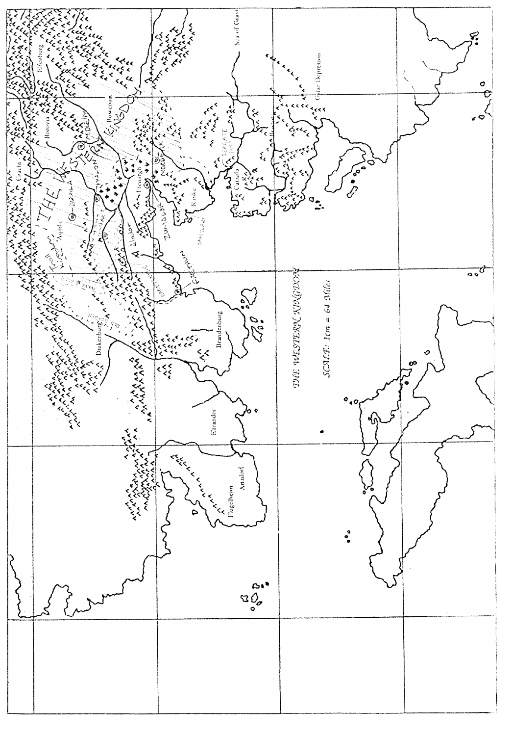THE WESTERN KINGDOM

SCALE: 1cm = 64 Miles

Elfenburg

Gracht

Aquila

Drakenburg

Brandenburg

Eltrandor

Flugelheim

Artzdorf

Sea of Grass